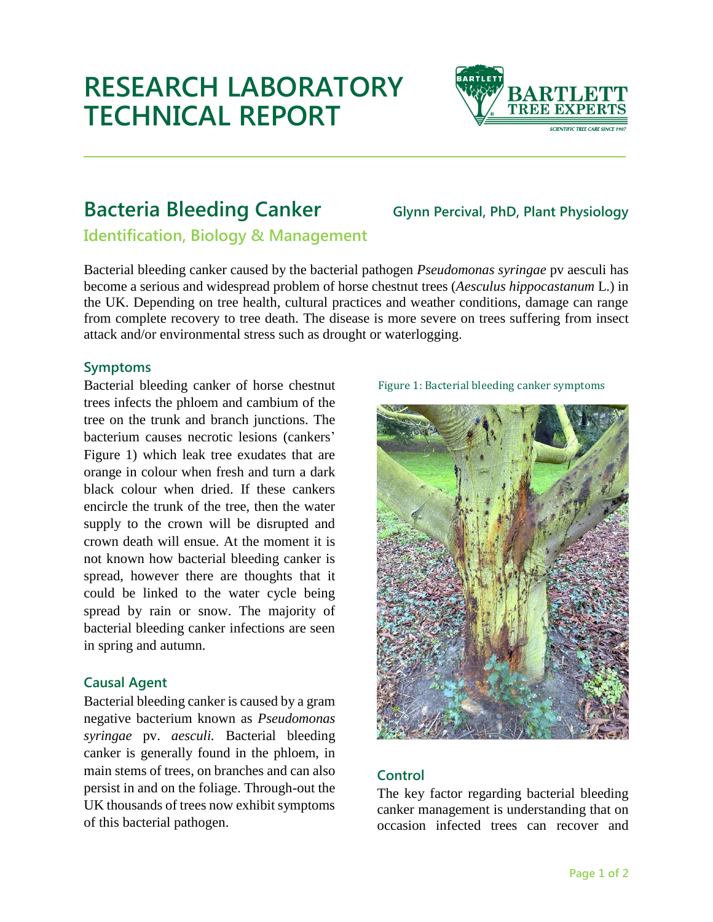# RESEARCH LABORATORY TECHNICAL REPORT

## Bacteria Bleeding Canker

**Glynn Percival, PhD, Plant Physiology**

### Identification, Biology & Management

Bacterial bleeding canker caused by the bacterial pathogen *Pseudomonas syringae* pv aesculi has become a serious and widespread problem of horse chestnut trees (*Aesculus hippocastanum* L.) in the UK. Depending on tree health, cultural practices and weather conditions, damage can range from complete recovery to tree death. The disease is more severe on trees suffering from insect attack and/or environmental stress such as drought or waterlogging.

### Symptoms

Bacterial bleeding canker of horse chestnut trees infects the phloem and cambium of the tree on the trunk and branch junctions. The bacterium causes necrotic lesions (cankers' Figure 1) which leak tree exudates that are orange in colour when fresh and turn a dark black colour when dried. If these cankers encircle the trunk of the tree, then the water supply to the crown will be disrupted and crown death will ensue. At the moment it is not known how bacterial bleeding canker is spread, however there are thoughts that it could be linked to the water cycle being spread by rain or snow. The majority of bacterial bleeding canker infections are seen in spring and autumn.

Figure 1: Bacterial bleeding canker symptoms

### Causal Agent

Bacterial bleeding canker is caused by a gram negative bacterium known as *Pseudomonas syringae* pv. *aesculi.* Bacterial bleeding canker is generally found in the phloem, in main stems of trees, on branches and can also persist in and on the foliage. Through-out the UK thousands of trees now exhibit symptoms of this bacterial pathogen.

### Control

The key factor regarding bacterial bleeding canker management is understanding that on occasion infected trees can recover and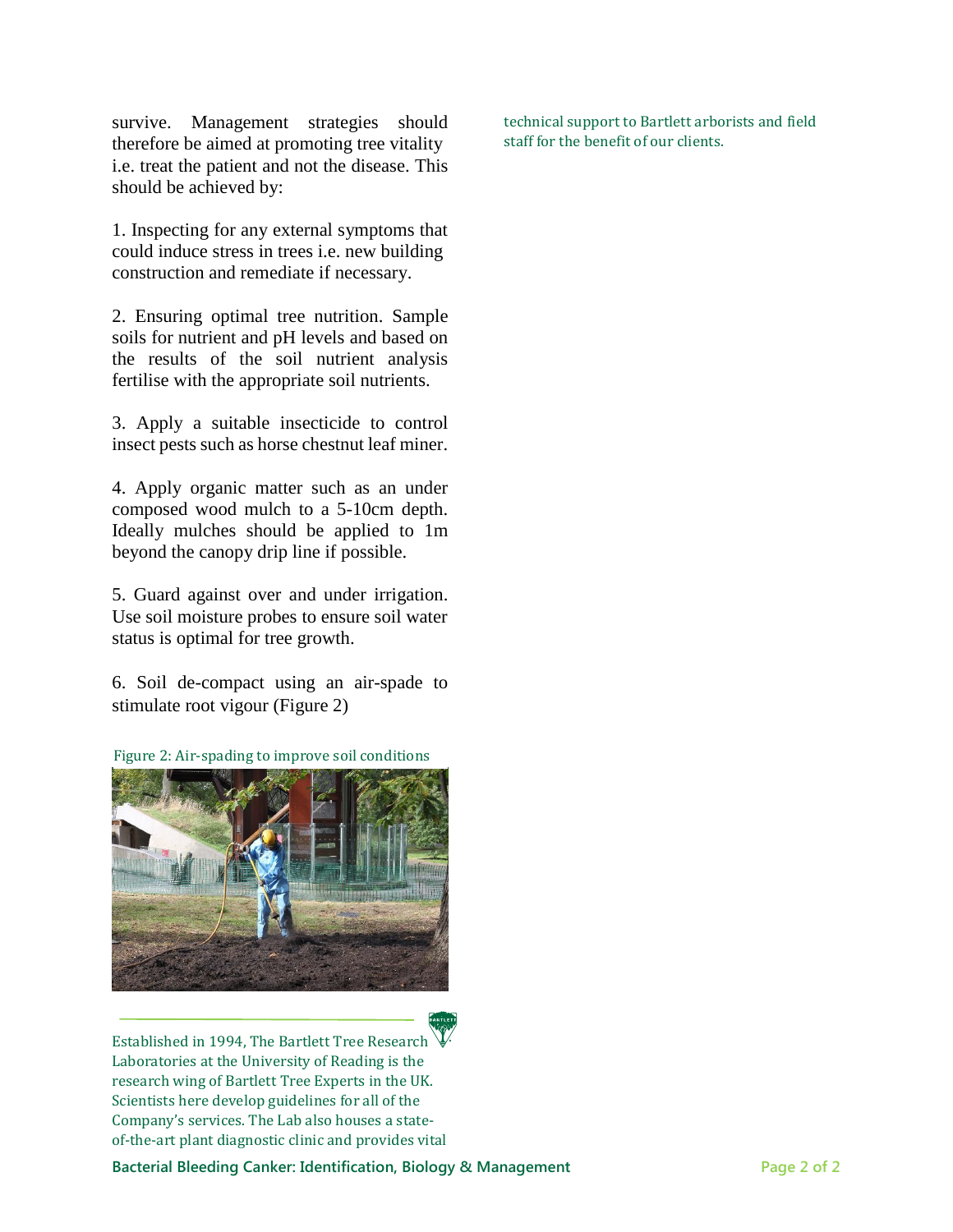survive. Management strategies should therefore be aimed at promoting tree vitality i.e. treat the patient and not the disease. This should be achieved by:

1. Inspecting for any external symptoms that could induce stress in trees i.e. new building construction and remediate if necessary.

2. Ensuring optimal tree nutrition. Sample soils for nutrient and pH levels and based on the results of the soil nutrient analysis fertilise with the appropriate soil nutrients.

3. Apply a suitable insecticide to control insect pests such as horse chestnut leaf miner.

4. Apply organic matter such as an under composed wood mulch to a 5-10cm depth. Ideally mulches should be applied to 1m beyond the canopy drip line if possible.

5. Guard against over and under irrigation. Use soil moisture probes to ensure soil water status is optimal for tree growth.

6. Soil de-compact using an air-spade to stimulate root vigour (Figure 2)

Figure 2: Air-spading to improve soil conditions

---

Established in 1994, The Bartlett Tree Research Laboratories at the University of Reading is the research wing of Bartlett Tree Experts in the UK. Scientists here develop guidelines for all of the Company's services. The Lab also houses a state-of-the-art plant diagnostic clinic and provides vital technical support to Bartlett arborists and field staff for the benefit of our clients.